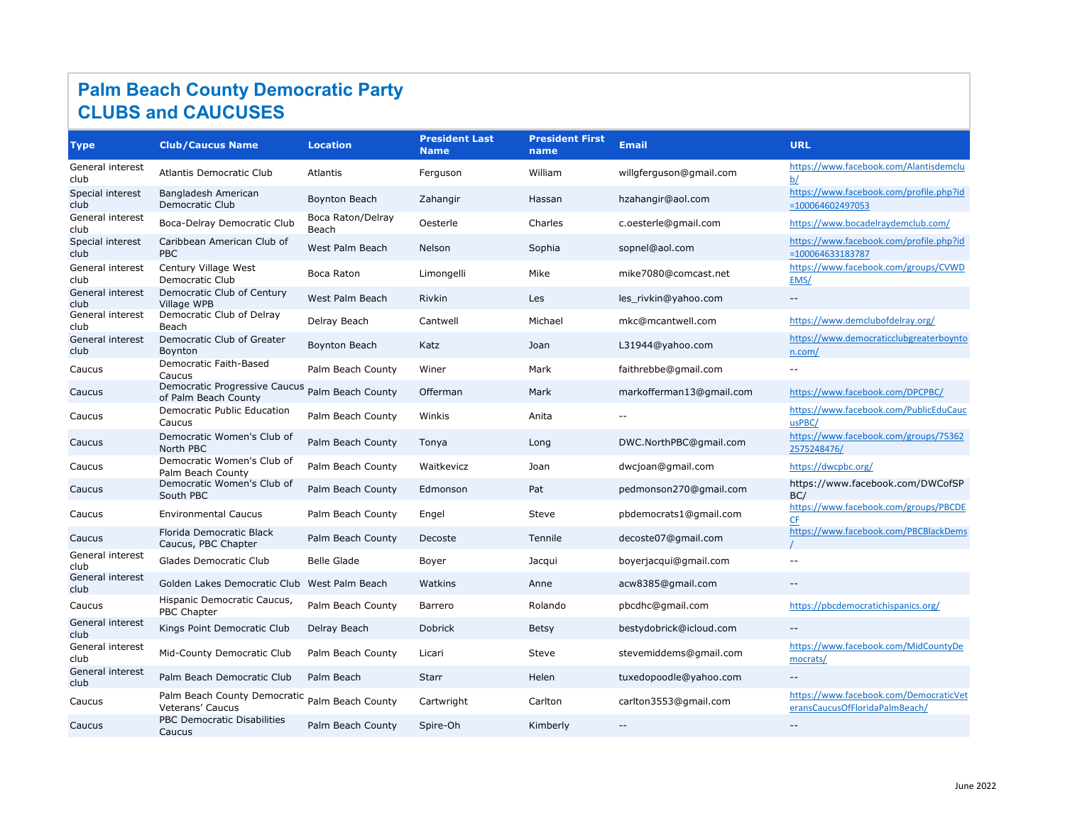# Palm Beach County Democratic Party
# CLUBS and CAUCUSES

| Type | Club/Caucus Name | Location | President Last Name | President First name | Email | URL |
|---|---|---|---|---|---|---|
| General interest club | Atlantis Democratic Club | Atlantis | Ferguson | William | willgferguson@gmail.com | https://www.facebook.com/Alantisdemclub/ |
| Special interest club | Bangladesh American Democratic Club | Boynton Beach | Zahangir | Hassan | hzahangir@aol.com | https://www.facebook.com/profile.php?id=100064602497053 |
| General interest club | Boca-Delray Democratic Club | Boca Raton/Delray Beach | Oesterle | Charles | c.oesterle@gmail.com | https://www.bocadelraydemclub.com/ |
| Special interest club | Caribbean American Club of PBC | West Palm Beach | Nelson | Sophia | sopnel@aol.com | https://www.facebook.com/profile.php?id=100064633183787 |
| General interest club | Century Village West Democratic Club | Boca Raton | Limongelli | Mike | mike7080@comcast.net | https://www.facebook.com/groups/CVWDEMS/ |
| General interest club | Democratic Club of Century Village WPB | West Palm Beach | Rivkin | Les | les_rivkin@yahoo.com | -- |
| General interest club | Democratic Club of Delray Beach | Delray Beach | Cantwell | Michael | mkc@mcantwell.com | https://www.demclubofdelray.org/ |
| General interest club | Democratic Club of Greater Boynton | Boynton Beach | Katz | Joan | L31944@yahoo.com | https://www.democraticclubgreaterboynton.com/ |
| Caucus | Democratic Faith-Based Caucus | Palm Beach County | Winer | Mark | faithrebbe@gmail.com | -- |
| Caucus | Democratic Progressive Caucus of Palm Beach County | Palm Beach County | Offerman | Mark | markofferman13@gmail.com | https://www.facebook.com/DPCPBC/ |
| Caucus | Democratic Public Education Caucus | Palm Beach County | Winkis | Anita | -- | https://www.facebook.com/PublicEduCaucusPBC/ |
| Caucus | Democratic Women's Club of North PBC | Palm Beach County | Tonya | Long | DWC.NorthPBC@gmail.com | https://www.facebook.com/groups/753622575248476/ |
| Caucus | Democratic Women's Club of Palm Beach County | Palm Beach County | Waitkevicz | Joan | dwcjoan@gmail.com | https://dwcpbc.org/ |
| Caucus | Democratic Women's Club of South PBC | Palm Beach County | Edmonson | Pat | pedmonson270@gmail.com | https://www.facebook.com/DWCofSPBC/ |
| Caucus | Environmental Caucus | Palm Beach County | Engel | Steve | pbdemocrats1@gmail.com | https://www.facebook.com/groups/PBCDECF |
| Caucus | Florida Democratic Black Caucus, PBC Chapter | Palm Beach County | Decoste | Tennile | decoste07@gmail.com | https://www.facebook.com/PBCBlackDems/ |
| General interest club | Glades Democratic Club | Belle Glade | Boyer | Jacqui | boyerjacqui@gmail.com | -- |
| General interest club | Golden Lakes Democratic Club | West Palm Beach | Watkins | Anne | acw8385@gmail.com | -- |
| Caucus | Hispanic Democratic Caucus, PBC Chapter | Palm Beach County | Barrero | Rolando | pbcdhc@gmail.com | https://pbcdemocratichispanics.org/ |
| General interest club | Kings Point Democratic Club | Delray Beach | Dobrick | Betsy | bestydobrick@icloud.com | -- |
| General interest club | Mid-County Democratic Club | Palm Beach County | Licari | Steve | stevemiddems@gmail.com | https://www.facebook.com/MidCountyDemocrats/ |
| General interest club | Palm Beach Democratic Club | Palm Beach | Starr | Helen | tuxedopoodle@yahoo.com | -- |
| Caucus | Palm Beach County Democratic Veterans' Caucus | Palm Beach County | Cartwright | Carlton | carlton3553@gmail.com | https://www.facebook.com/DemocraticVeteransCaucusOfFloridaPalmBeach/ |
| Caucus | PBC Democratic Disabilities Caucus | Palm Beach County | Spire-Oh | Kimberly | -- | -- |

June 2022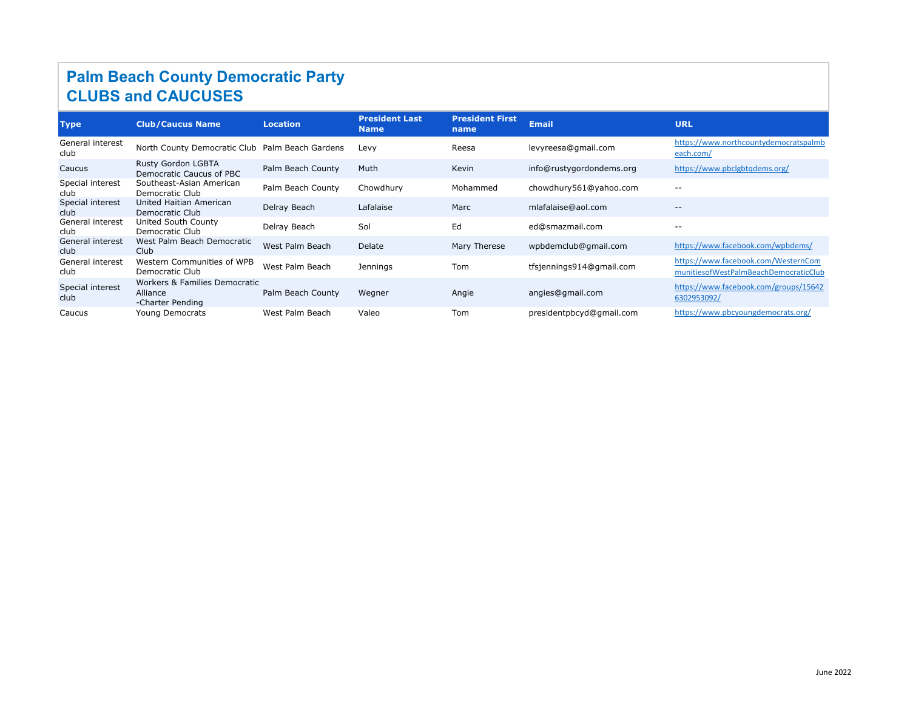# Palm Beach County Democratic Party
# CLUBS and CAUCUSES

| Type | Club/Caucus Name | Location | President Last Name | President First name | Email | URL |
|---|---|---|---|---|---|---|
| General interest club | North County Democratic Club | Palm Beach Gardens | Levy | Reesa | levyreesa@gmail.com | https://www.northcountydemocratspalmbeach.com/ |
| Caucus | Rusty Gordon LGBTA Democratic Caucus of PBC | Palm Beach County | Muth | Kevin | info@rustygordondems.org | https://www.pbclgbtqdems.org/ |
| Special interest club | Southeast-Asian American Democratic Club | Palm Beach County | Chowdhury | Mohammed | chowdhury561@yahoo.com | -- |
| Special interest club | United Haitian American Democratic Club | Delray Beach | Lafalaise | Marc | mlafalaise@aol.com | -- |
| General interest club | United South County Democratic Club | Delray Beach | Sol | Ed | ed@smazmail.com | -- |
| General interest club | West Palm Beach Democratic Club | West Palm Beach | Delate | Mary Therese | wpbdemclub@gmail.com | https://www.facebook.com/wpbdems/ |
| General interest club | Western Communities of WPB Democratic Club | West Palm Beach | Jennings | Tom | tfsjennings914@gmail.com | https://www.facebook.com/WesternCommunitiesofWestPalmBeachDemocraticClub |
| Special interest club | Workers & Families Democratic Alliance -Charter Pending | Palm Beach County | Wegner | Angie | angies@gmail.com | https://www.facebook.com/groups/156426302953092/ |
| Caucus | Young Democrats | West Palm Beach | Valeo | Tom | presidentpbcyd@gmail.com | https://www.pbcyoungdemocrats.org/ |

June 2022